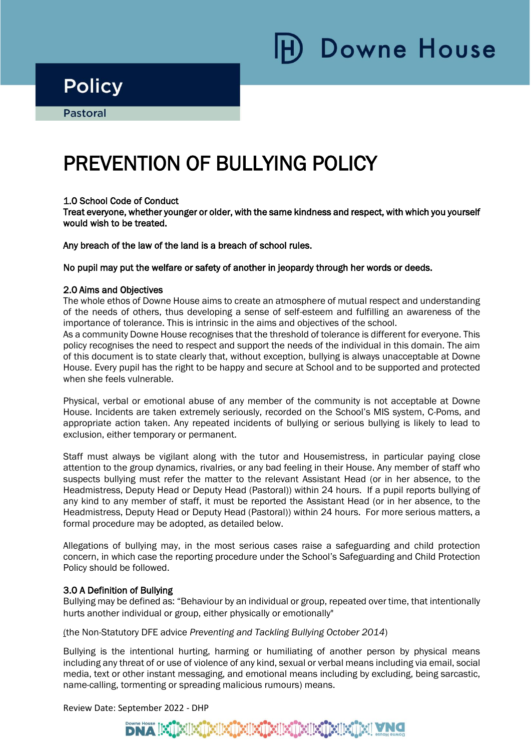Downe House

# Policy

Pastoral

# PREVENTION OF BULLYING POLICY

## 1.0 School Code of Conduct

**Treat everyone, whether younger or older, with the same kindness and respect, with which you yourself would wish to be treated.**

**Any breach of the law of the land is a breach of school rules.**

**No pupil may put the welfare or safety of another in jeopardy through her words or deeds.**

## 2.0 Aims and Objectives

The whole ethos of Downe House aims to create an atmosphere of mutual respect and understanding of the needs of others, thus developing a sense of self-esteem and fulfilling an awareness of the importance of tolerance. This is intrinsic in the aims and objectives of the school.
As a community Downe House recognises that the threshold of tolerance is different for everyone. This policy recognises the need to respect and support the needs of the individual in this domain. The aim of this document is to state clearly that, without exception, bullying is always unacceptable at Downe House. Every pupil has the right to be happy and secure at School and to be supported and protected when she feels vulnerable.

Physical, verbal or emotional abuse of any member of the community is not acceptable at Downe House. Incidents are taken extremely seriously, recorded on the School's MIS system, C-Poms, and appropriate action taken. Any repeated incidents of bullying or serious bullying is likely to lead to exclusion, either temporary or permanent.

Staff must always be vigilant along with the tutor and Housemistress, in particular paying close attention to the group dynamics, rivalries, or any bad feeling in their House. Any member of staff who suspects bullying must refer the matter to the relevant Assistant Head (or in her absence, to the Headmistress, Deputy Head or Deputy Head (Pastoral)) within 24 hours. If a pupil reports bullying of any kind to any member of staff, it must be reported the Assistant Head (or in her absence, to the Headmistress, Deputy Head or Deputy Head (Pastoral)) within 24 hours. For more serious matters, a formal procedure may be adopted, as detailed below.

Allegations of bullying may, in the most serious cases raise a safeguarding and child protection concern, in which case the reporting procedure under the School's Safeguarding and Child Protection Policy should be followed.

## 3.0 A Definition of Bullying

Bullying may be defined as: "Behaviour by an individual or group, repeated over time, that intentionally hurts another individual or group, either physically or emotionally"

(the Non-Statutory DFE advice *Preventing and Tackling Bullying October 2014*)

Bullying is the intentional hurting, harming or humiliating of another person by physical means including any threat of or use of violence of any kind, sexual or verbal means including via email, social media, text or other instant messaging, and emotional means including by excluding, being sarcastic, name-calling, tormenting or spreading malicious rumours) means.

Review Date: September 2022 - DHP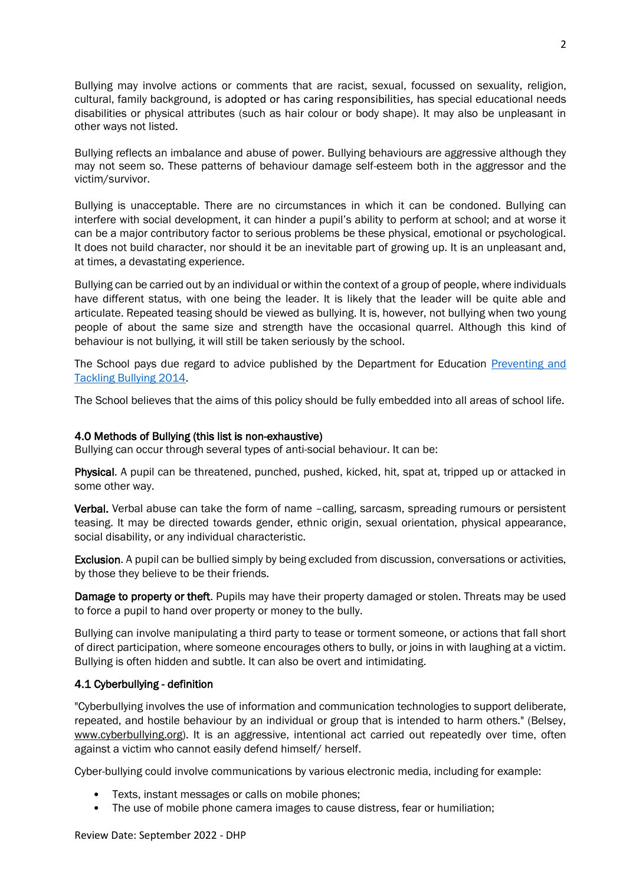Bullying may involve actions or comments that are racist, sexual, focussed on sexuality, religion, cultural, family background, is adopted or has caring responsibilities, has special educational needs disabilities or physical attributes (such as hair colour or body shape). It may also be unpleasant in other ways not listed.

Bullying reflects an imbalance and abuse of power. Bullying behaviours are aggressive although they may not seem so. These patterns of behaviour damage self-esteem both in the aggressor and the victim/survivor.

Bullying is unacceptable. There are no circumstances in which it can be condoned. Bullying can interfere with social development, it can hinder a pupil's ability to perform at school; and at worse it can be a major contributory factor to serious problems be these physical, emotional or psychological. It does not build character, nor should it be an inevitable part of growing up. It is an unpleasant and, at times, a devastating experience.

Bullying can be carried out by an individual or within the context of a group of people, where individuals have different status, with one being the leader. It is likely that the leader will be quite able and articulate. Repeated teasing should be viewed as bullying. It is, however, not bullying when two young people of about the same size and strength have the occasional quarrel. Although this kind of behaviour is not bullying, it will still be taken seriously by the school.

The School pays due regard to advice published by the Department for Education [Preventing and Tackling Bullying 2014](Preventing and Tackling Bullying 2014).

The School believes that the aims of this policy should be fully embedded into all areas of school life.

### 4.0 Methods of Bullying (this list is non-exhaustive)

Bullying can occur through several types of anti-social behaviour. It can be:

**Physical**. A pupil can be threatened, punched, pushed, kicked, hit, spat at, tripped up or attacked in some other way.

**Verbal.** Verbal abuse can take the form of name –calling, sarcasm, spreading rumours or persistent teasing. It may be directed towards gender, ethnic origin, sexual orientation, physical appearance, social disability, or any individual characteristic.

**Exclusion**. A pupil can be bullied simply by being excluded from discussion, conversations or activities, by those they believe to be their friends.

**Damage to property or theft**. Pupils may have their property damaged or stolen. Threats may be used to force a pupil to hand over property or money to the bully.

Bullying can involve manipulating a third party to tease or torment someone, or actions that fall short of direct participation, where someone encourages others to bully, or joins in with laughing at a victim. Bullying is often hidden and subtle. It can also be overt and intimidating.

### 4.1 Cyberbullying - definition

"Cyberbullying involves the use of information and communication technologies to support deliberate, repeated, and hostile behaviour by an individual or group that is intended to harm others." (Belsey, www.cyberbullying.org). It is an aggressive, intentional act carried out repeatedly over time, often against a victim who cannot easily defend himself/ herself.

Cyber-bullying could involve communications by various electronic media, including for example:

- Texts, instant messages or calls on mobile phones;
- The use of mobile phone camera images to cause distress, fear or humiliation;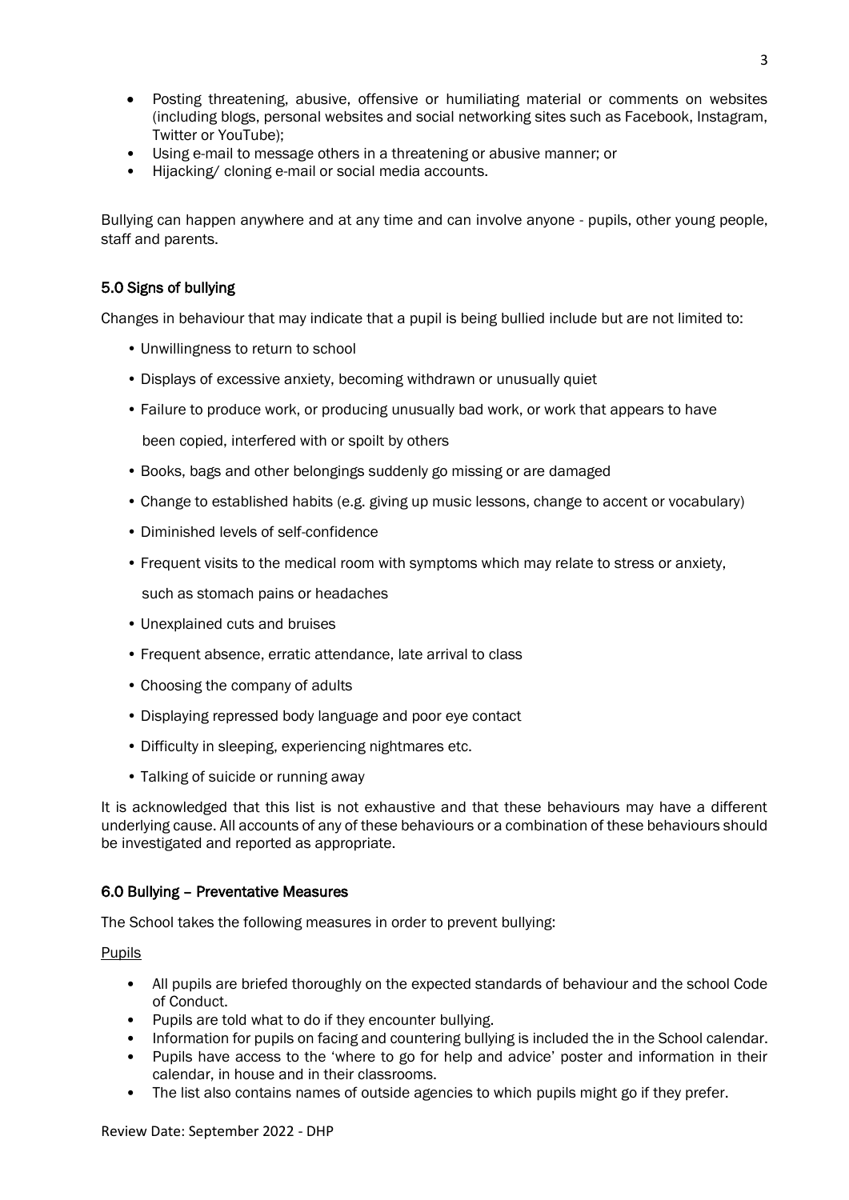- Posting threatening, abusive, offensive or humiliating material or comments on websites (including blogs, personal websites and social networking sites such as Facebook, Instagram, Twitter or YouTube);
- Using e-mail to message others in a threatening or abusive manner; or
- Hijacking/ cloning e-mail or social media accounts.

Bullying can happen anywhere and at any time and can involve anyone - pupils, other young people, staff and parents.

## 5.0 Signs of bullying

Changes in behaviour that may indicate that a pupil is being bullied include but are not limited to:

- Unwillingness to return to school
- Displays of excessive anxiety, becoming withdrawn or unusually quiet
- Failure to produce work, or producing unusually bad work, or work that appears to have been copied, interfered with or spoilt by others
- Books, bags and other belongings suddenly go missing or are damaged
- Change to established habits (e.g. giving up music lessons, change to accent or vocabulary)
- Diminished levels of self-confidence
- Frequent visits to the medical room with symptoms which may relate to stress or anxiety, such as stomach pains or headaches
- Unexplained cuts and bruises
- Frequent absence, erratic attendance, late arrival to class
- Choosing the company of adults
- Displaying repressed body language and poor eye contact
- Difficulty in sleeping, experiencing nightmares etc.
- Talking of suicide or running away

It is acknowledged that this list is not exhaustive and that these behaviours may have a different underlying cause. All accounts of any of these behaviours or a combination of these behaviours should be investigated and reported as appropriate.

## 6.0 Bullying – Preventative Measures

The School takes the following measures in order to prevent bullying:

Pupils

- All pupils are briefed thoroughly on the expected standards of behaviour and the school Code of Conduct.
- Pupils are told what to do if they encounter bullying.
- Information for pupils on facing and countering bullying is included the in the School calendar.
- Pupils have access to the 'where to go for help and advice' poster and information in their calendar, in house and in their classrooms.
- The list also contains names of outside agencies to which pupils might go if they prefer.

Review Date: September 2022 - DHP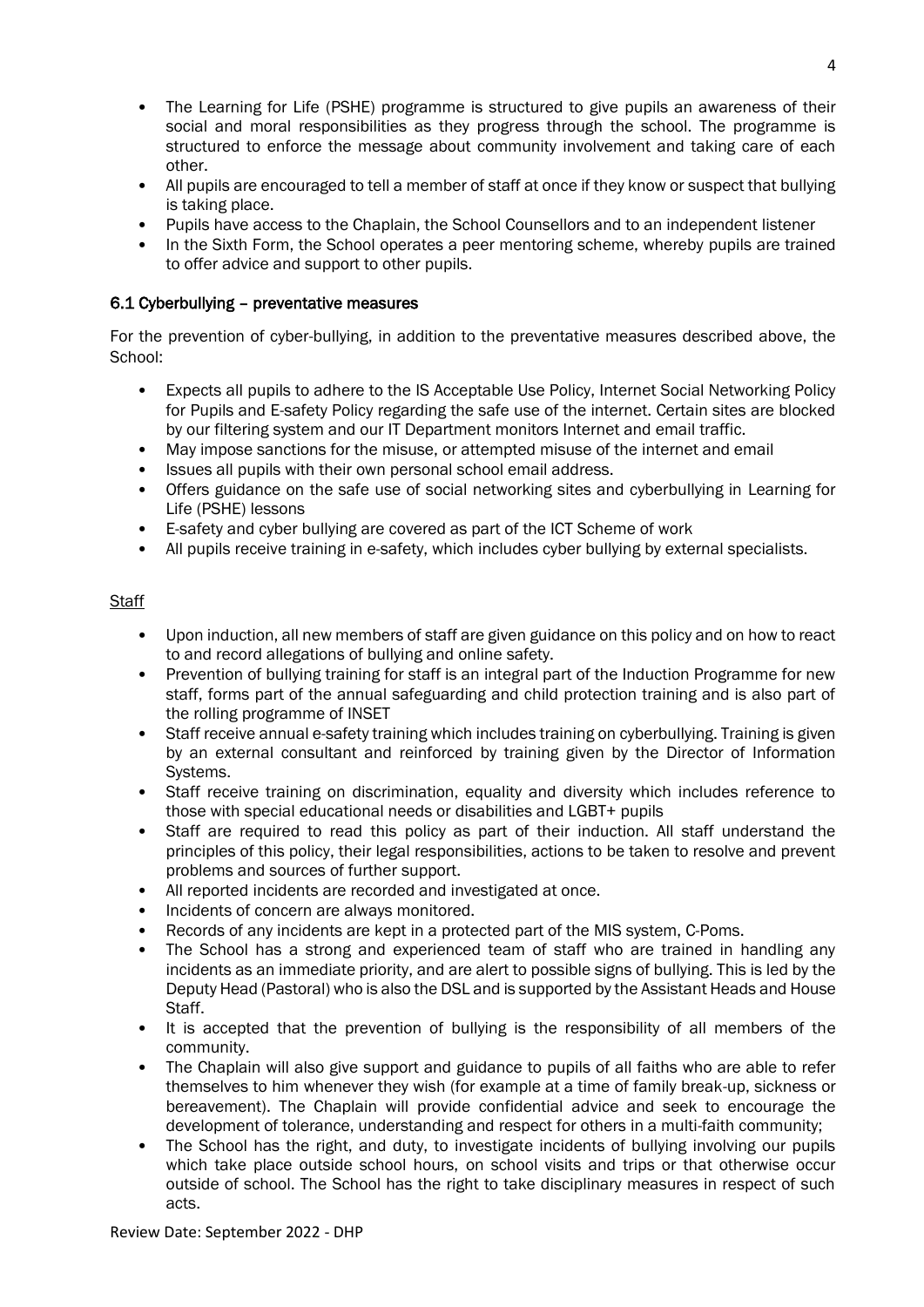- The Learning for Life (PSHE) programme is structured to give pupils an awareness of their social and moral responsibilities as they progress through the school. The programme is structured to enforce the message about community involvement and taking care of each other.
- All pupils are encouraged to tell a member of staff at once if they know or suspect that bullying is taking place.
- Pupils have access to the Chaplain, the School Counsellors and to an independent listener
- In the Sixth Form, the School operates a peer mentoring scheme, whereby pupils are trained to offer advice and support to other pupils.

### 6.1 Cyberbullying – preventative measures

For the prevention of cyber-bullying, in addition to the preventative measures described above, the School:

- Expects all pupils to adhere to the IS Acceptable Use Policy, Internet Social Networking Policy for Pupils and E-safety Policy regarding the safe use of the internet. Certain sites are blocked by our filtering system and our IT Department monitors Internet and email traffic.
- May impose sanctions for the misuse, or attempted misuse of the internet and email
- Issues all pupils with their own personal school email address.
- Offers guidance on the safe use of social networking sites and cyberbullying in Learning for Life (PSHE) lessons
- E-safety and cyber bullying are covered as part of the ICT Scheme of work
- All pupils receive training in e-safety, which includes cyber bullying by external specialists.

<u>Staff</u>

- Upon induction, all new members of staff are given guidance on this policy and on how to react to and record allegations of bullying and online safety.
- Prevention of bullying training for staff is an integral part of the Induction Programme for new staff, forms part of the annual safeguarding and child protection training and is also part of the rolling programme of INSET
- Staff receive annual e-safety training which includes training on cyberbullying. Training is given by an external consultant and reinforced by training given by the Director of Information Systems.
- Staff receive training on discrimination, equality and diversity which includes reference to those with special educational needs or disabilities and LGBT+ pupils
- Staff are required to read this policy as part of their induction. All staff understand the principles of this policy, their legal responsibilities, actions to be taken to resolve and prevent problems and sources of further support.
- All reported incidents are recorded and investigated at once.
- Incidents of concern are always monitored.
- Records of any incidents are kept in a protected part of the MIS system, C-Poms.
- The School has a strong and experienced team of staff who are trained in handling any incidents as an immediate priority, and are alert to possible signs of bullying. This is led by the Deputy Head (Pastoral) who is also the DSL and is supported by the Assistant Heads and House Staff.
- It is accepted that the prevention of bullying is the responsibility of all members of the community.
- The Chaplain will also give support and guidance to pupils of all faiths who are able to refer themselves to him whenever they wish (for example at a time of family break-up, sickness or bereavement). The Chaplain will provide confidential advice and seek to encourage the development of tolerance, understanding and respect for others in a multi-faith community;
- The School has the right, and duty, to investigate incidents of bullying involving our pupils which take place outside school hours, on school visits and trips or that otherwise occur outside of school. The School has the right to take disciplinary measures in respect of such acts.

Review Date: September 2022 - DHP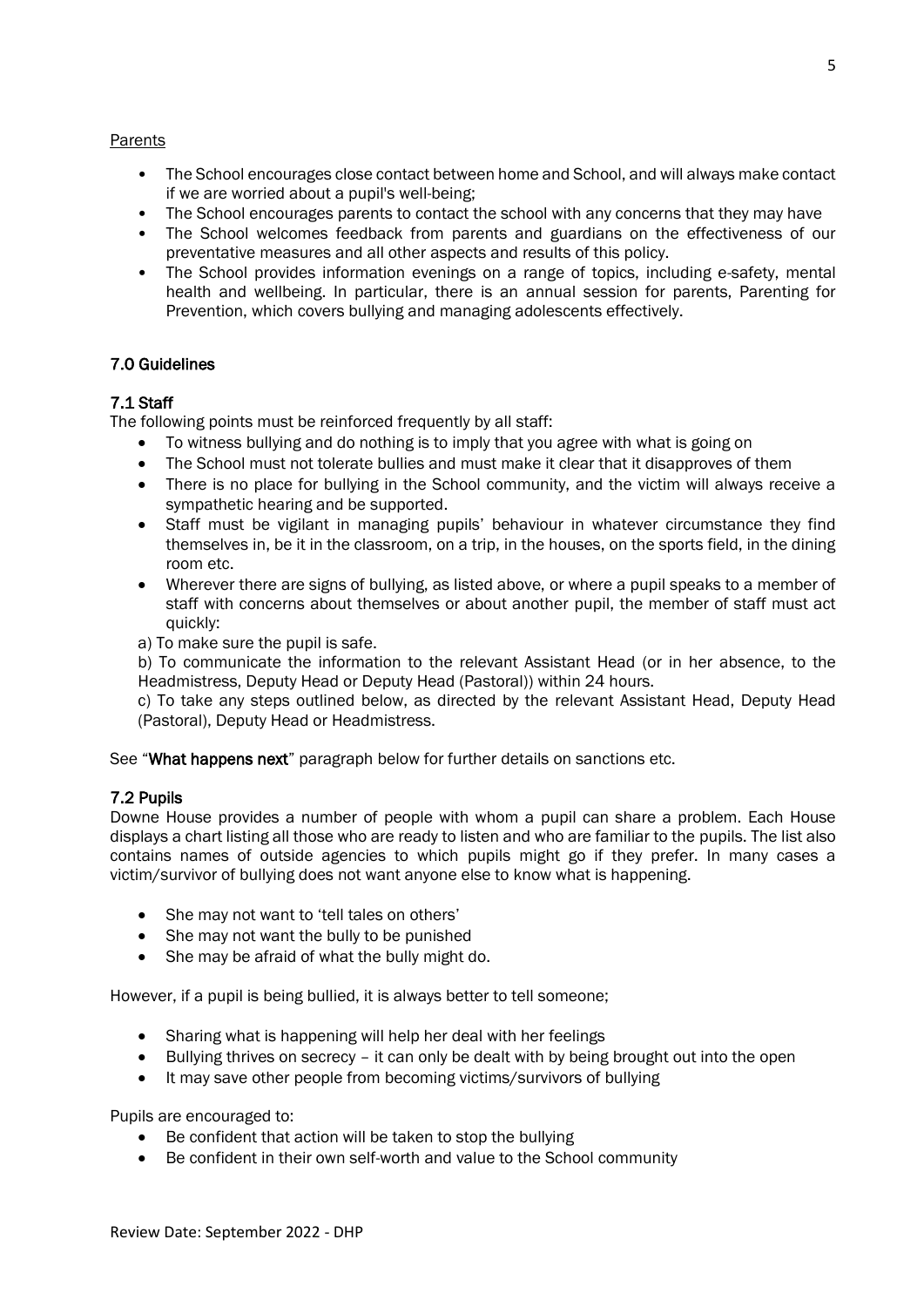Parents

- The School encourages close contact between home and School, and will always make contact if we are worried about a pupil's well-being;
- The School encourages parents to contact the school with any concerns that they may have
- The School welcomes feedback from parents and guardians on the effectiveness of our preventative measures and all other aspects and results of this policy.
- The School provides information evenings on a range of topics, including e-safety, mental health and wellbeing. In particular, there is an annual session for parents, Parenting for Prevention, which covers bullying and managing adolescents effectively.

## 7.0 Guidelines

### 7.1 Staff

The following points must be reinforced frequently by all staff:

- To witness bullying and do nothing is to imply that you agree with what is going on
- The School must not tolerate bullies and must make it clear that it disapproves of them
- There is no place for bullying in the School community, and the victim will always receive a sympathetic hearing and be supported.
- Staff must be vigilant in managing pupils' behaviour in whatever circumstance they find themselves in, be it in the classroom, on a trip, in the houses, on the sports field, in the dining room etc.
- Wherever there are signs of bullying, as listed above, or where a pupil speaks to a member of staff with concerns about themselves or about another pupil, the member of staff must act quickly:

a) To make sure the pupil is safe.

b) To communicate the information to the relevant Assistant Head (or in her absence, to the Headmistress, Deputy Head or Deputy Head (Pastoral)) within 24 hours.

c) To take any steps outlined below, as directed by the relevant Assistant Head, Deputy Head (Pastoral), Deputy Head or Headmistress.

See "**What happens next**" paragraph below for further details on sanctions etc.

### 7.2 Pupils

Downe House provides a number of people with whom a pupil can share a problem. Each House displays a chart listing all those who are ready to listen and who are familiar to the pupils. The list also contains names of outside agencies to which pupils might go if they prefer. In many cases a victim/survivor of bullying does not want anyone else to know what is happening.

- She may not want to 'tell tales on others'
- She may not want the bully to be punished
- She may be afraid of what the bully might do.

However, if a pupil is being bullied, it is always better to tell someone;

- Sharing what is happening will help her deal with her feelings
- Bullying thrives on secrecy – it can only be dealt with by being brought out into the open
- It may save other people from becoming victims/survivors of bullying

Pupils are encouraged to:

- Be confident that action will be taken to stop the bullying
- Be confident in their own self-worth and value to the School community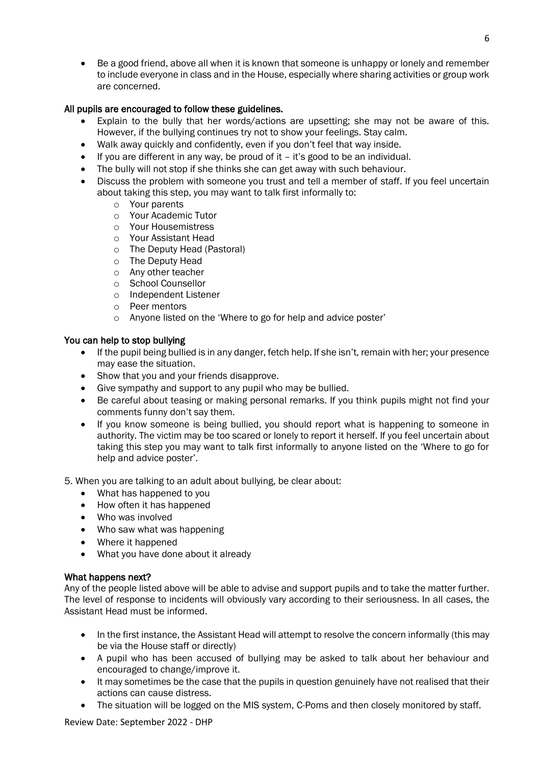- Be a good friend, above all when it is known that someone is unhappy or lonely and remember to include everyone in class and in the House, especially where sharing activities or group work are concerned.

### All pupils are encouraged to follow these guidelines.

- Explain to the bully that her words/actions are upsetting; she may not be aware of this. However, if the bullying continues try not to show your feelings. Stay calm.
- Walk away quickly and confidently, even if you don't feel that way inside.
- If you are different in any way, be proud of it – it's good to be an individual.
- The bully will not stop if she thinks she can get away with such behaviour.
- Discuss the problem with someone you trust and tell a member of staff. If you feel uncertain about taking this step, you may want to talk first informally to:
  - Your parents
  - Your Academic Tutor
  - Your Housemistress
  - Your Assistant Head
  - The Deputy Head (Pastoral)
  - The Deputy Head
  - Any other teacher
  - School Counsellor
  - Independent Listener
  - Peer mentors
  - Anyone listed on the 'Where to go for help and advice poster'

### You can help to stop bullying

- If the pupil being bullied is in any danger, fetch help. If she isn't, remain with her; your presence may ease the situation.
- Show that you and your friends disapprove.
- Give sympathy and support to any pupil who may be bullied.
- Be careful about teasing or making personal remarks. If you think pupils might not find your comments funny don't say them.
- If you know someone is being bullied, you should report what is happening to someone in authority. The victim may be too scared or lonely to report it herself. If you feel uncertain about taking this step you may want to talk first informally to anyone listed on the 'Where to go for help and advice poster'.

5. When you are talking to an adult about bullying, be clear about:

- What has happened to you
- How often it has happened
- Who was involved
- Who saw what was happening
- Where it happened
- What you have done about it already

### What happens next?

Any of the people listed above will be able to advise and support pupils and to take the matter further. The level of response to incidents will obviously vary according to their seriousness. In all cases, the Assistant Head must be informed.

- In the first instance, the Assistant Head will attempt to resolve the concern informally (this may be via the House staff or directly)
- A pupil who has been accused of bullying may be asked to talk about her behaviour and encouraged to change/improve it.
- It may sometimes be the case that the pupils in question genuinely have not realised that their actions can cause distress.
- The situation will be logged on the MIS system, C-Poms and then closely monitored by staff.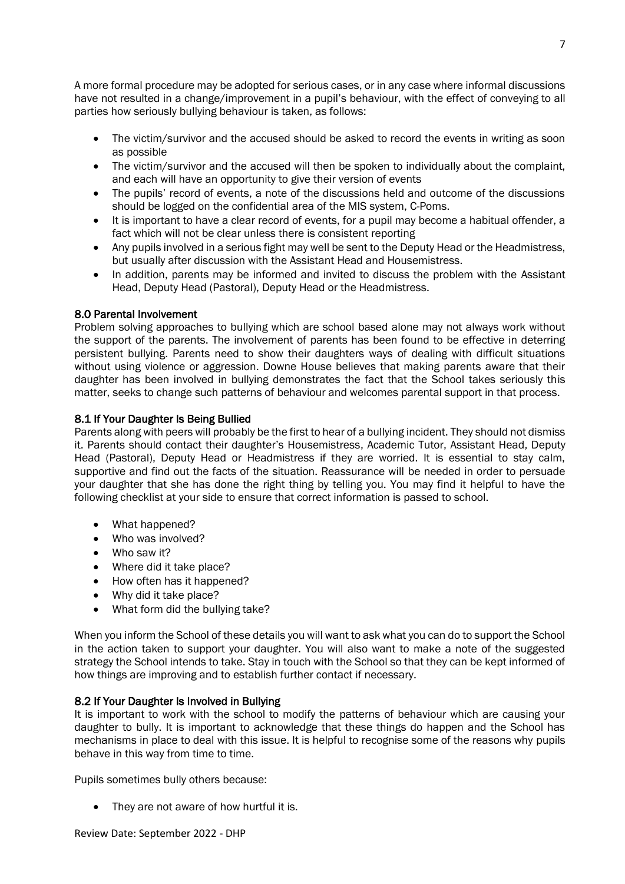A more formal procedure may be adopted for serious cases, or in any case where informal discussions have not resulted in a change/improvement in a pupil's behaviour, with the effect of conveying to all parties how seriously bullying behaviour is taken, as follows:

- The victim/survivor and the accused should be asked to record the events in writing as soon as possible
- The victim/survivor and the accused will then be spoken to individually about the complaint, and each will have an opportunity to give their version of events
- The pupils' record of events, a note of the discussions held and outcome of the discussions should be logged on the confidential area of the MIS system, C-Poms.
- It is important to have a clear record of events, for a pupil may become a habitual offender, a fact which will not be clear unless there is consistent reporting
- Any pupils involved in a serious fight may well be sent to the Deputy Head or the Headmistress, but usually after discussion with the Assistant Head and Housemistress.
- In addition, parents may be informed and invited to discuss the problem with the Assistant Head, Deputy Head (Pastoral), Deputy Head or the Headmistress.

## 8.0 Parental Involvement

Problem solving approaches to bullying which are school based alone may not always work without the support of the parents. The involvement of parents has been found to be effective in deterring persistent bullying. Parents need to show their daughters ways of dealing with difficult situations without using violence or aggression. Downe House believes that making parents aware that their daughter has been involved in bullying demonstrates the fact that the School takes seriously this matter, seeks to change such patterns of behaviour and welcomes parental support in that process.

### 8.1 If Your Daughter Is Being Bullied

Parents along with peers will probably be the first to hear of a bullying incident. They should not dismiss it. Parents should contact their daughter's Housemistress, Academic Tutor, Assistant Head, Deputy Head (Pastoral), Deputy Head or Headmistress if they are worried. It is essential to stay calm, supportive and find out the facts of the situation. Reassurance will be needed in order to persuade your daughter that she has done the right thing by telling you. You may find it helpful to have the following checklist at your side to ensure that correct information is passed to school.

- What happened?
- Who was involved?
- Who saw it?
- Where did it take place?
- How often has it happened?
- Why did it take place?
- What form did the bullying take?

When you inform the School of these details you will want to ask what you can do to support the School in the action taken to support your daughter. You will also want to make a note of the suggested strategy the School intends to take. Stay in touch with the School so that they can be kept informed of how things are improving and to establish further contact if necessary.

### 8.2 If Your Daughter Is Involved in Bullying

It is important to work with the school to modify the patterns of behaviour which are causing your daughter to bully. It is important to acknowledge that these things do happen and the School has mechanisms in place to deal with this issue. It is helpful to recognise some of the reasons why pupils behave in this way from time to time.

Pupils sometimes bully others because:

- They are not aware of how hurtful it is.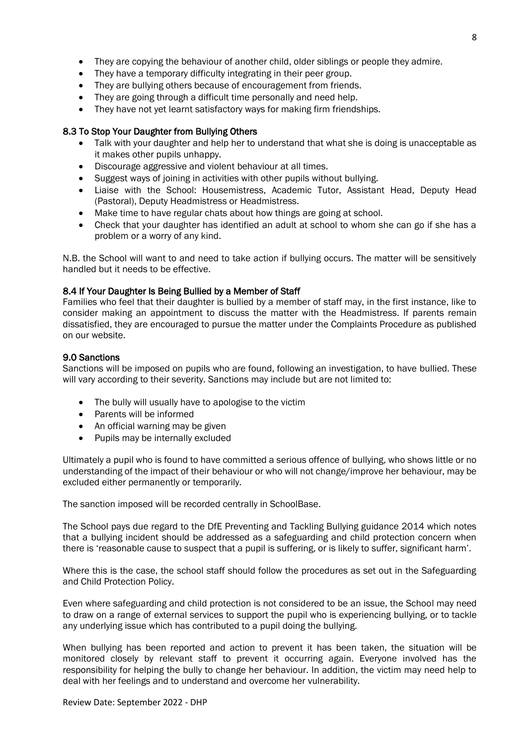- They are copying the behaviour of another child, older siblings or people they admire.
- They have a temporary difficulty integrating in their peer group.
- They are bullying others because of encouragement from friends.
- They are going through a difficult time personally and need help.
- They have not yet learnt satisfactory ways for making firm friendships.

### 8.3 To Stop Your Daughter from Bullying Others

- Talk with your daughter and help her to understand that what she is doing is unacceptable as it makes other pupils unhappy.
- Discourage aggressive and violent behaviour at all times.
- Suggest ways of joining in activities with other pupils without bullying.
- Liaise with the School: Housemistress, Academic Tutor, Assistant Head, Deputy Head (Pastoral), Deputy Headmistress or Headmistress.
- Make time to have regular chats about how things are going at school.
- Check that your daughter has identified an adult at school to whom she can go if she has a problem or a worry of any kind.

N.B. the School will want to and need to take action if bullying occurs. The matter will be sensitively handled but it needs to be effective.

### 8.4 If Your Daughter Is Being Bullied by a Member of Staff

Families who feel that their daughter is bullied by a member of staff may, in the first instance, like to consider making an appointment to discuss the matter with the Headmistress. If parents remain dissatisfied, they are encouraged to pursue the matter under the Complaints Procedure as published on our website.

## 9.0 Sanctions

Sanctions will be imposed on pupils who are found, following an investigation, to have bullied. These will vary according to their severity. Sanctions may include but are not limited to:

- The bully will usually have to apologise to the victim
- Parents will be informed
- An official warning may be given
- Pupils may be internally excluded

Ultimately a pupil who is found to have committed a serious offence of bullying, who shows little or no understanding of the impact of their behaviour or who will not change/improve her behaviour, may be excluded either permanently or temporarily.

The sanction imposed will be recorded centrally in SchoolBase.

The School pays due regard to the DfE Preventing and Tackling Bullying guidance 2014 which notes that a bullying incident should be addressed as a safeguarding and child protection concern when there is 'reasonable cause to suspect that a pupil is suffering, or is likely to suffer, significant harm'.

Where this is the case, the school staff should follow the procedures as set out in the Safeguarding and Child Protection Policy.

Even where safeguarding and child protection is not considered to be an issue, the School may need to draw on a range of external services to support the pupil who is experiencing bullying, or to tackle any underlying issue which has contributed to a pupil doing the bullying.

When bullying has been reported and action to prevent it has been taken, the situation will be monitored closely by relevant staff to prevent it occurring again. Everyone involved has the responsibility for helping the bully to change her behaviour. In addition, the victim may need help to deal with her feelings and to understand and overcome her vulnerability.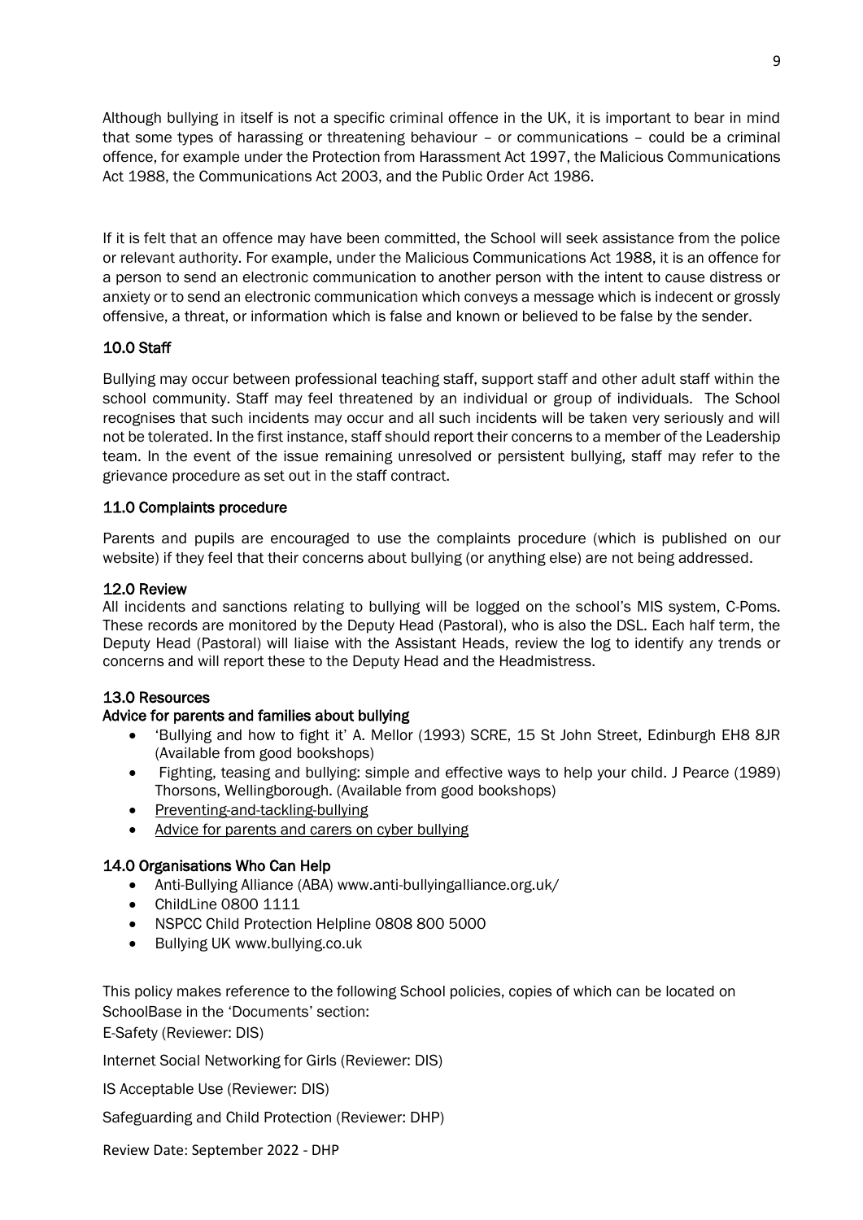Although bullying in itself is not a specific criminal offence in the UK, it is important to bear in mind that some types of harassing or threatening behaviour – or communications – could be a criminal offence, for example under the Protection from Harassment Act 1997, the Malicious Communications Act 1988, the Communications Act 2003, and the Public Order Act 1986.

If it is felt that an offence may have been committed, the School will seek assistance from the police or relevant authority. For example, under the Malicious Communications Act 1988, it is an offence for a person to send an electronic communication to another person with the intent to cause distress or anxiety or to send an electronic communication which conveys a message which is indecent or grossly offensive, a threat, or information which is false and known or believed to be false by the sender.

## 10.0 Staff

Bullying may occur between professional teaching staff, support staff and other adult staff within the school community. Staff may feel threatened by an individual or group of individuals. The School recognises that such incidents may occur and all such incidents will be taken very seriously and will not be tolerated. In the first instance, staff should report their concerns to a member of the Leadership team. In the event of the issue remaining unresolved or persistent bullying, staff may refer to the grievance procedure as set out in the staff contract.

## 11.0 Complaints procedure

Parents and pupils are encouraged to use the complaints procedure (which is published on our website) if they feel that their concerns about bullying (or anything else) are not being addressed.

## 12.0 Review

All incidents and sanctions relating to bullying will be logged on the school's MIS system, C-Poms. These records are monitored by the Deputy Head (Pastoral), who is also the DSL. Each half term, the Deputy Head (Pastoral) will liaise with the Assistant Heads, review the log to identify any trends or concerns and will report these to the Deputy Head and the Headmistress.

## 13.0 Resources

### Advice for parents and families about bullying

- 'Bullying and how to fight it' A. Mellor (1993) SCRE, 15 St John Street, Edinburgh EH8 8JR (Available from good bookshops)
- Fighting, teasing and bullying: simple and effective ways to help your child. J Pearce (1989) Thorsons, Wellingborough. (Available from good bookshops)
- Preventing-and-tackling-bullying
- Advice for parents and carers on cyber bullying

## 14.0 Organisations Who Can Help

- Anti-Bullying Alliance (ABA) www.anti-bullyingalliance.org.uk/
- ChildLine 0800 1111
- NSPCC Child Protection Helpline 0808 800 5000
- Bullying UK www.bullying.co.uk

This policy makes reference to the following School policies, copies of which can be located on SchoolBase in the 'Documents' section:

E-Safety (Reviewer: DIS)

Internet Social Networking for Girls (Reviewer: DIS)

IS Acceptable Use (Reviewer: DIS)

Safeguarding and Child Protection (Reviewer: DHP)

Review Date: September 2022 - DHP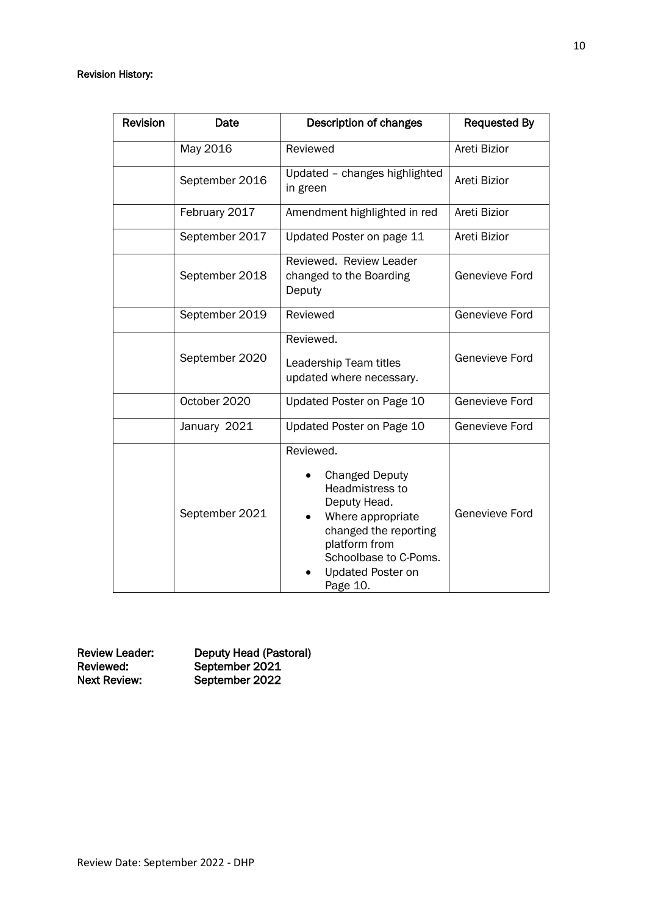**Revision History:**

| Revision | Date | Description of changes | Requested By |
|---|---|---|---|
| | May 2016 | Reviewed | Areti Bizior |
| | September 2016 | Updated – changes highlighted in green | Areti Bizior |
| | February 2017 | Amendment highlighted in red | Areti Bizior |
| | September 2017 | Updated Poster on page 11 | Areti Bizior |
| | September 2018 | Reviewed. Review Leader changed to the Boarding Deputy | Genevieve Ford |
| | September 2019 | Reviewed | Genevieve Ford |
| | September 2020 | Reviewed.<br>Leadership Team titles updated where necessary. | Genevieve Ford |
| | October 2020 | Updated Poster on Page 10 | Genevieve Ford |
| | January 2021 | Updated Poster on Page 10 | Genevieve Ford |
| | September 2021 | Reviewed.<br>• Changed Deputy Headmistress to Deputy Head.<br>• Where appropriate changed the reporting platform from Schoolbase to C-Poms.<br>• Updated Poster on Page 10. | Genevieve Ford |

**Review Leader:** **Deputy Head (Pastoral)**
**Reviewed:** **September 2021**
**Next Review:** **September 2022**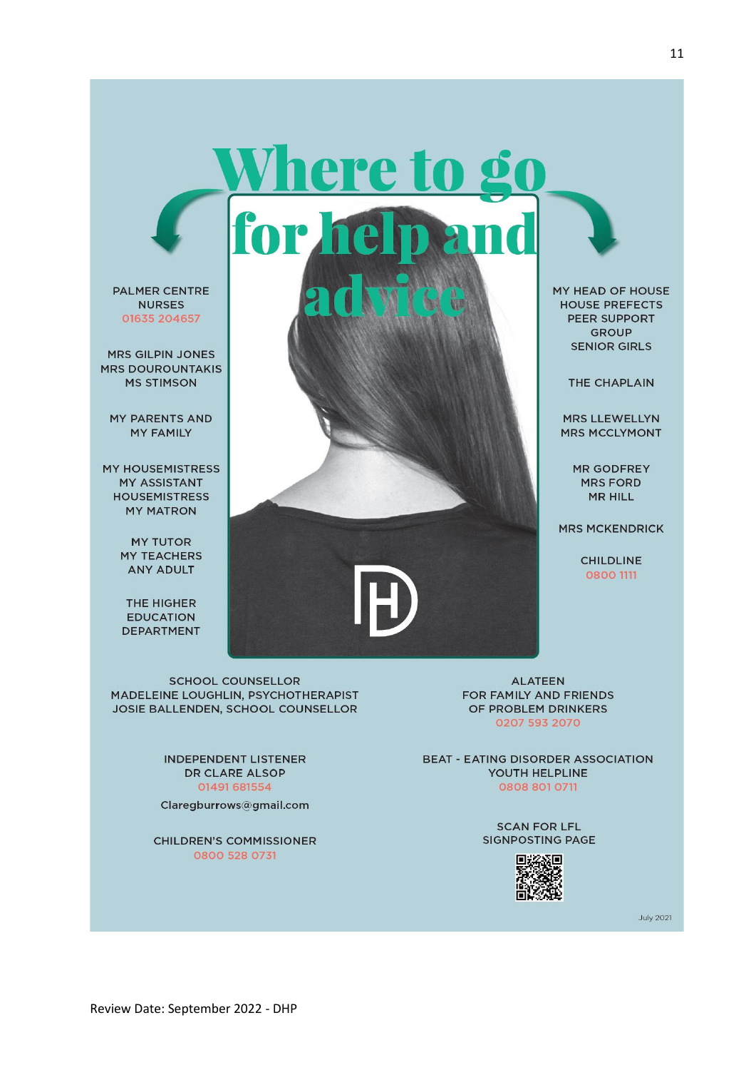# Where to go for help and advice

PALMER CENTRE
NURSES
01635 204657

MRS GILPIN JONES
MRS DOUROUNTAKIS
MS STIMSON

MY PARENTS AND
MY FAMILY

MY HOUSEMISTRESS
MY ASSISTANT
HOUSEMISTRESS
MY MATRON

MY TUTOR
MY TEACHERS
ANY ADULT

THE HIGHER
EDUCATION
DEPARTMENT

MY HEAD OF HOUSE
HOUSE PREFECTS
PEER SUPPORT
GROUP
SENIOR GIRLS

THE CHAPLAIN

MRS LLEWELLYN
MRS MCCLYMONT

MR GODFREY
MRS FORD
MR HILL

MRS MCKENDRICK

CHILDLINE
0800 1111

SCHOOL COUNSELLOR
MADELEINE LOUGHLIN, PSYCHOTHERAPIST
JOSIE BALLENDEN, SCHOOL COUNSELLOR

INDEPENDENT LISTENER
DR CLARE ALSOP
01491 681554
Claregburrows@gmail.com

CHILDREN'S COMMISSIONER
0800 528 0731

ALATEEN
FOR FAMILY AND FRIENDS
OF PROBLEM DRINKERS
0207 593 2070

BEAT - EATING DISORDER ASSOCIATION
YOUTH HELPLINE
0808 801 0711

SCAN FOR LFL
SIGNPOSTING PAGE

July 2021

Review Date: September 2022 - DHP